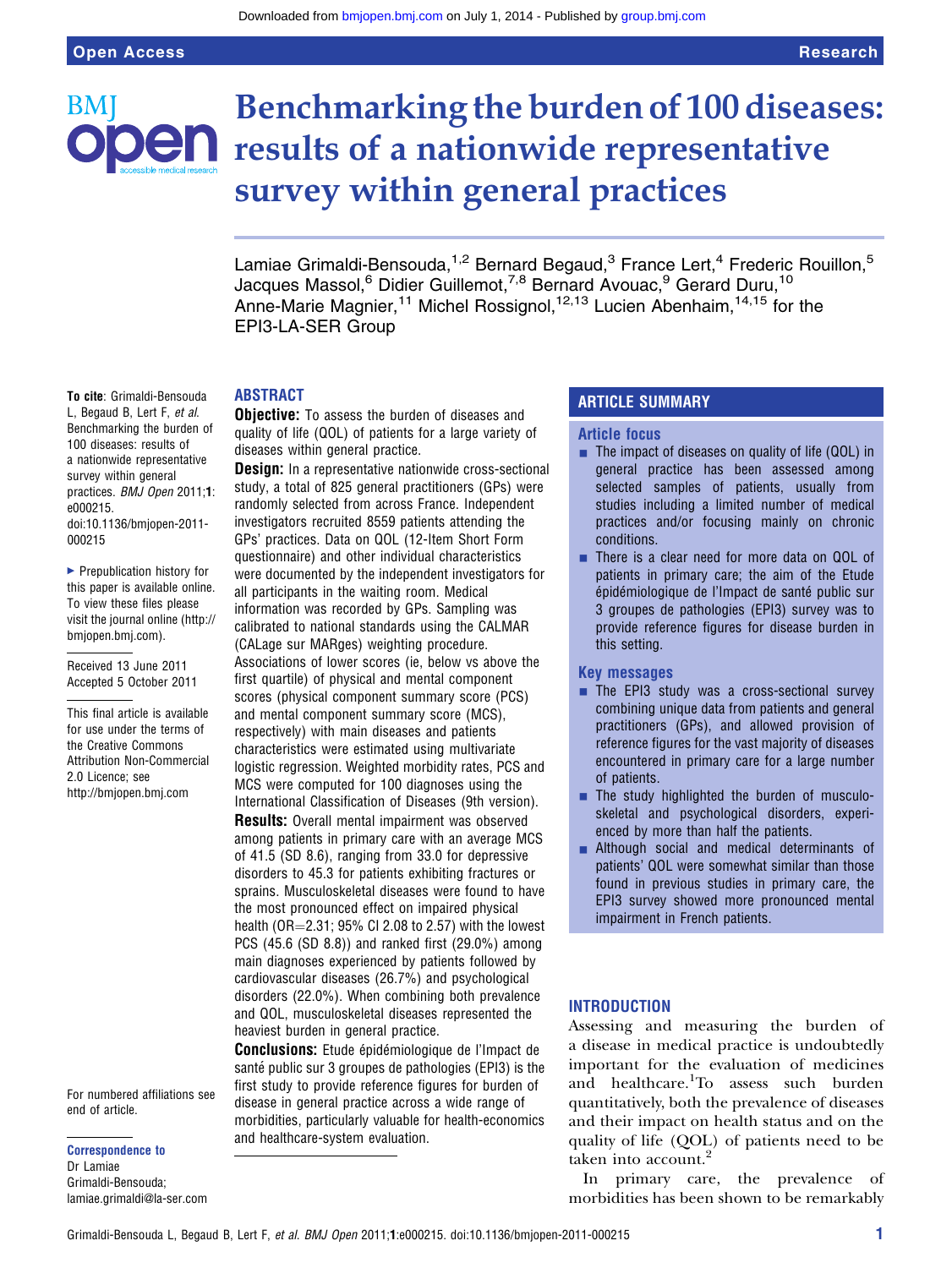# Benchmarking the burden of 100 diseases: results of a nationwide representative survey within general practices

Lamiae Grimaldi-Bensouda,[1,2] Bernard Begaud,[3] France Lert,[4] Frederic Rouillon,[5] Jacques Massol,[6] Didier Guillemot,[7,8] Bernard Avouac,[9] Gerard Duru,[10] Anne-Marie Magnier,[11] Michel Rossignol,[12,13] Lucien Abenhaim,[14,15] for the EPI3-LA-SER Group

**To cite**: Grimaldi-Bensouda L, Begaud B, Lert F, *et al*. Benchmarking the burden of 100 diseases: results of a nationwide representative survey within general practices. *BMJ Open* 2011;**1**:e000215. doi:10.1136/bmjopen-2011-000215

▸ Prepublication history for this paper is available online. To view these files please visit the journal online (http://bmjopen.bmj.com).

Received 13 June 2011
Accepted 5 October 2011

This final article is available for use under the terms of the Creative Commons Attribution Non-Commercial 2.0 Licence; see http://bmjopen.bmj.com

For numbered affiliations see end of article.

**Correspondence to**
Dr Lamiae Grimaldi-Bensouda; lamiae.grimaldi@la-ser.com

## ABSTRACT

**Objective:** To assess the burden of diseases and quality of life (QOL) of patients for a large variety of diseases within general practice.

**Design:** In a representative nationwide cross-sectional study, a total of 825 general practitioners (GPs) were randomly selected from across France. Independent investigators recruited 8559 patients attending the GPs' practices. Data on QOL (12-Item Short Form questionnaire) and other individual characteristics were documented by the independent investigators for all participants in the waiting room. Medical information was recorded by GPs. Sampling was calibrated to national standards using the CALMAR (CALage sur MARges) weighting procedure. Associations of lower scores (ie, below vs above the first quartile) of physical and mental component scores (physical component summary score (PCS) and mental component summary score (MCS), respectively) with main diseases and patients characteristics were estimated using multivariate logistic regression. Weighted morbidity rates, PCS and MCS were computed for 100 diagnoses using the International Classification of Diseases (9th version).

**Results:** Overall mental impairment was observed among patients in primary care with an average MCS of 41.5 (SD 8.6), ranging from 33.0 for depressive disorders to 45.3 for patients exhibiting fractures or sprains. Musculoskeletal diseases were found to have the most pronounced effect on impaired physical health (OR=2.31; 95% CI 2.08 to 2.57) with the lowest PCS (45.6 (SD 8.8)) and ranked first (29.0%) among main diagnoses experienced by patients followed by cardiovascular diseases (26.7%) and psychological disorders (22.0%). When combining both prevalence and QOL, musculoskeletal diseases represented the heaviest burden in general practice.

**Conclusions:** Etude épidémiologique de l'Impact de santé public sur 3 groupes de pathologies (EPI3) is the first study to provide reference figures for burden of disease in general practice across a wide range of morbidities, particularly valuable for health-economics and healthcare-system evaluation.

## ARTICLE SUMMARY

### Article focus

- The impact of diseases on quality of life (QOL) in general practice has been assessed among selected samples of patients, usually from studies including a limited number of medical practices and/or focusing mainly on chronic conditions.
- There is a clear need for more data on QOL of patients in primary care; the aim of the Etude épidémiologique de l'Impact de santé public sur 3 groupes de pathologies (EPI3) survey was to provide reference figures for disease burden in this setting.

### Key messages

- The EPI3 study was a cross-sectional survey combining unique data from patients and general practitioners (GPs), and allowed provision of reference figures for the vast majority of diseases encountered in primary care for a large number of patients.
- The study highlighted the burden of musculoskeletal and psychological disorders, experienced by more than half the patients.
- Although social and medical determinants of patients' QOL were somewhat similar than those found in previous studies in primary care, the EPI3 survey showed more pronounced mental impairment in French patients.

## INTRODUCTION

Assessing and measuring the burden of a disease in medical practice is undoubtedly important for the evaluation of medicines and healthcare.[1] To assess such burden quantitatively, both the prevalence of diseases and their impact on health status and on the quality of life (QOL) of patients need to be taken into account.[2]

In primary care, the prevalence of morbidities has been shown to be remarkably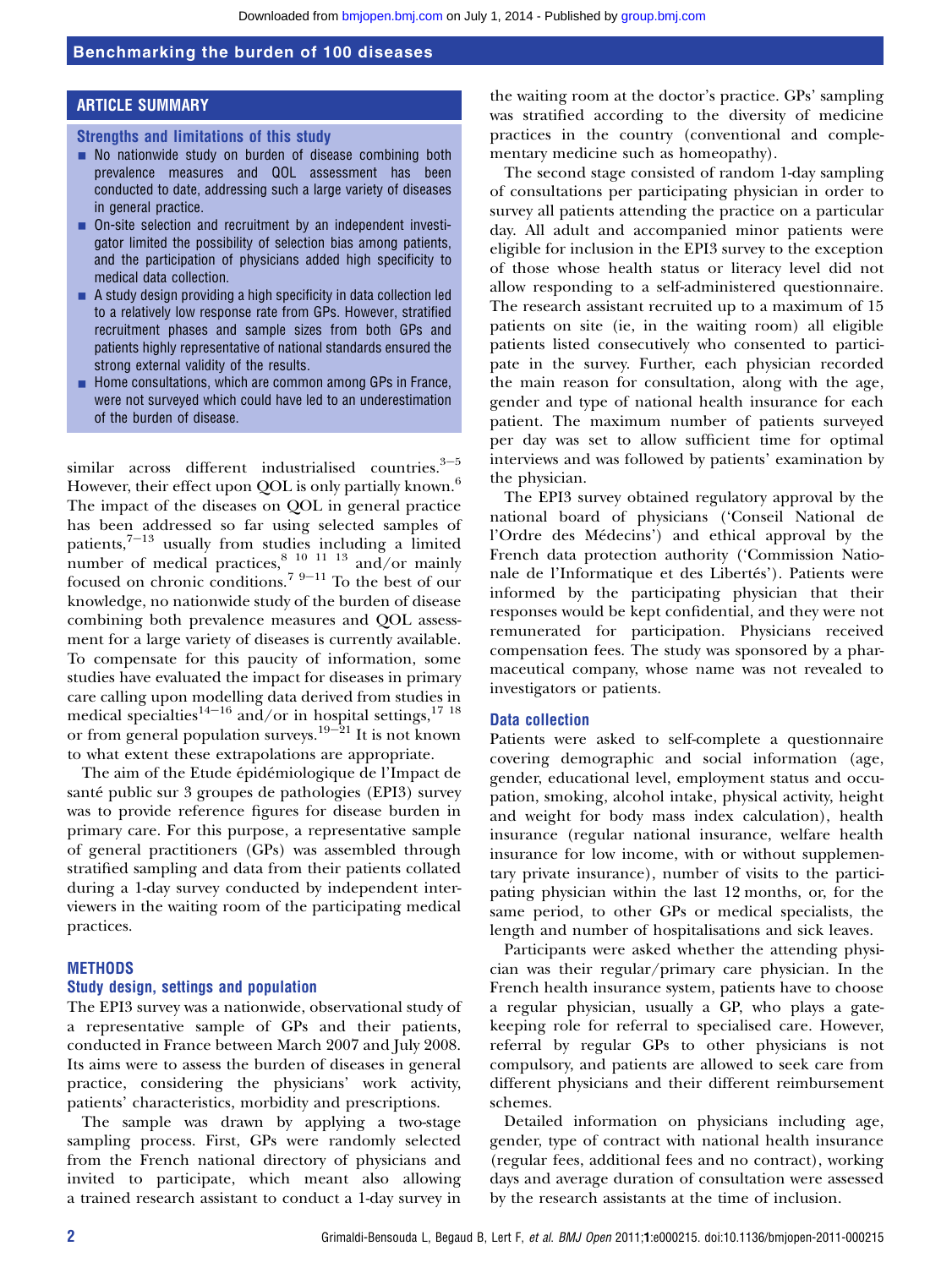## ARTICLE SUMMARY

### Strengths and limitations of this study

- No nationwide study on burden of disease combining both prevalence measures and QOL assessment has been conducted to date, addressing such a large variety of diseases in general practice.
- On-site selection and recruitment by an independent investigator limited the possibility of selection bias among patients, and the participation of physicians added high specificity to medical data collection.
- A study design providing a high specificity in data collection led to a relatively low response rate from GPs. However, stratified recruitment phases and sample sizes from both GPs and patients highly representative of national standards ensured the strong external validity of the results.
- Home consultations, which are common among GPs in France, were not surveyed which could have led to an underestimation of the burden of disease.

similar across different industrialised countries.[3–5] However, their effect upon QOL is only partially known.[6] The impact of the diseases on QOL in general practice has been addressed so far using selected samples of patients,[7–13] usually from studies including a limited number of medical practices,[8 10 11 13] and/or mainly focused on chronic conditions.[7 9–11] To the best of our knowledge, no nationwide study of the burden of disease combining both prevalence measures and QOL assessment for a large variety of diseases is currently available. To compensate for this paucity of information, some studies have evaluated the impact for diseases in primary care calling upon modelling data derived from studies in medical specialties[14–16] and/or in hospital settings,[17 18] or from general population surveys.[19–21] It is not known to what extent these extrapolations are appropriate.

The aim of the Etude épidémiologique de l'Impact de santé public sur 3 groupes de pathologies (EPI3) survey was to provide reference figures for disease burden in primary care. For this purpose, a representative sample of general practitioners (GPs) was assembled through stratified sampling and data from their patients collated during a 1-day survey conducted by independent interviewers in the waiting room of the participating medical practices.

## METHODS

### Study design, settings and population

The EPI3 survey was a nationwide, observational study of a representative sample of GPs and their patients, conducted in France between March 2007 and July 2008. Its aims were to assess the burden of diseases in general practice, considering the physicians' work activity, patients' characteristics, morbidity and prescriptions.

The sample was drawn by applying a two-stage sampling process. First, GPs were randomly selected from the French national directory of physicians and invited to participate, which meant also allowing a trained research assistant to conduct a 1-day survey in the waiting room at the doctor's practice. GPs' sampling was stratified according to the diversity of medicine practices in the country (conventional and complementary medicine such as homeopathy).

The second stage consisted of random 1-day sampling of consultations per participating physician in order to survey all patients attending the practice on a particular day. All adult and accompanied minor patients were eligible for inclusion in the EPI3 survey to the exception of those whose health status or literacy level did not allow responding to a self-administered questionnaire. The research assistant recruited up to a maximum of 15 patients on site (ie, in the waiting room) all eligible patients listed consecutively who consented to participate in the survey. Further, each physician recorded the main reason for consultation, along with the age, gender and type of national health insurance for each patient. The maximum number of patients surveyed per day was set to allow sufficient time for optimal interviews and was followed by patients' examination by the physician.

The EPI3 survey obtained regulatory approval by the national board of physicians ('Conseil National de l'Ordre des Médecins') and ethical approval by the French data protection authority ('Commission Nationale de l'Informatique et des Libertés'). Patients were informed by the participating physician that their responses would be kept confidential, and they were not remunerated for participation. Physicians received compensation fees. The study was sponsored by a pharmaceutical company, whose name was not revealed to investigators or patients.

### Data collection

Patients were asked to self-complete a questionnaire covering demographic and social information (age, gender, educational level, employment status and occupation, smoking, alcohol intake, physical activity, height and weight for body mass index calculation), health insurance (regular national insurance, welfare health insurance for low income, with or without supplementary private insurance), number of visits to the participating physician within the last 12 months, or, for the same period, to other GPs or medical specialists, the length and number of hospitalisations and sick leaves.

Participants were asked whether the attending physician was their regular/primary care physician. In the French health insurance system, patients have to choose a regular physician, usually a GP, who plays a gatekeeping role for referral to specialised care. However, referral by regular GPs to other physicians is not compulsory, and patients are allowed to seek care from different physicians and their different reimbursement schemes.

Detailed information on physicians including age, gender, type of contract with national health insurance (regular fees, additional fees and no contract), working days and average duration of consultation were assessed by the research assistants at the time of inclusion.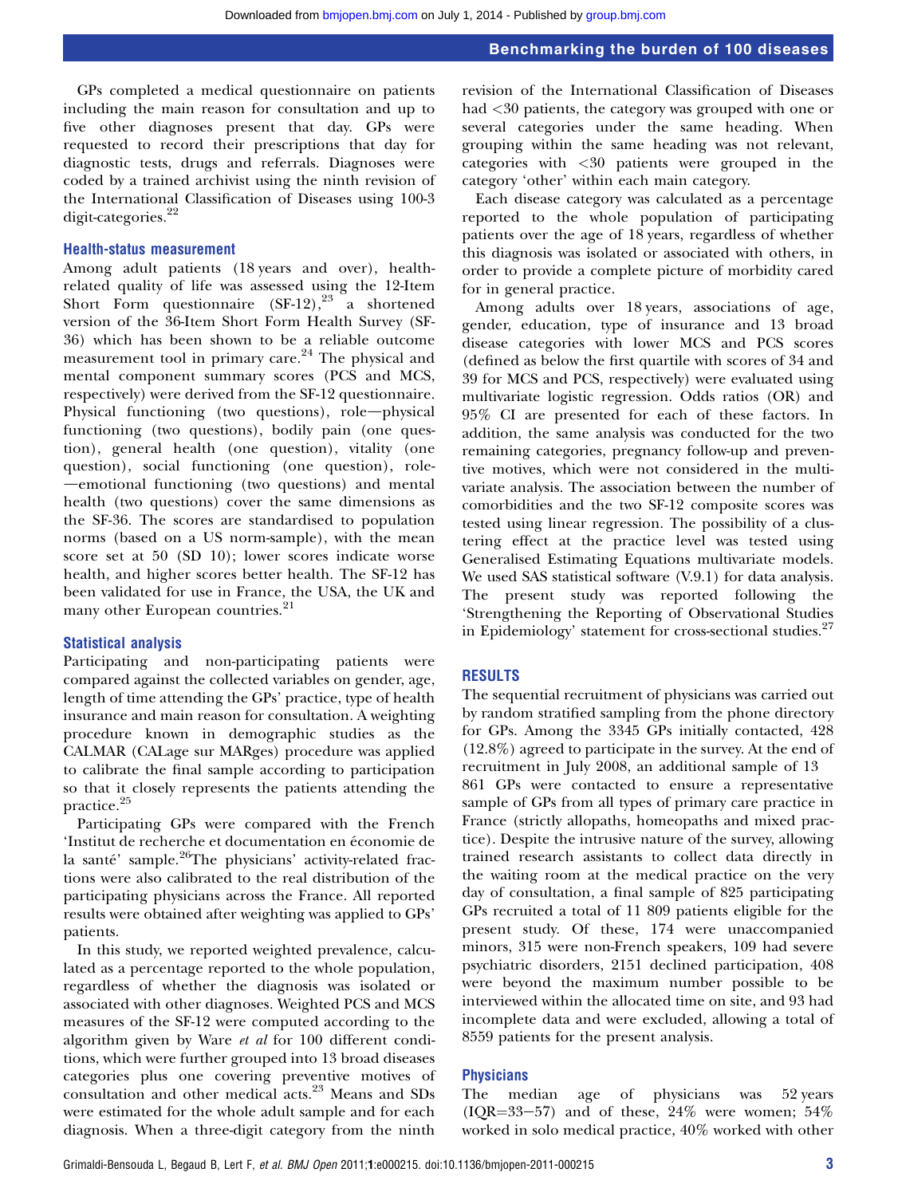GPs completed a medical questionnaire on patients including the main reason for consultation and up to five other diagnoses present that day. GPs were requested to record their prescriptions that day for diagnostic tests, drugs and referrals. Diagnoses were coded by a trained archivist using the ninth revision of the International Classification of Diseases using 100-3 digit-categories.[22]

### Health-status measurement

Among adult patients (18 years and over), health-related quality of life was assessed using the 12-Item Short Form questionnaire (SF-12),[23] a shortened version of the 36-Item Short Form Health Survey (SF-36) which has been shown to be a reliable outcome measurement tool in primary care.[24] The physical and mental component summary scores (PCS and MCS, respectively) were derived from the SF-12 questionnaire. Physical functioning (two questions), role—physical functioning (two questions), bodily pain (one question), general health (one question), vitality (one question), social functioning (one question), role—emotional functioning (two questions) and mental health (two questions) cover the same dimensions as the SF-36. The scores are standardised to population norms (based on a US norm-sample), with the mean score set at 50 (SD 10); lower scores indicate worse health, and higher scores better health. The SF-12 has been validated for use in France, the USA, the UK and many other European countries.[21]

### Statistical analysis

Participating and non-participating patients were compared against the collected variables on gender, age, length of time attending the GPs' practice, type of health insurance and main reason for consultation. A weighting procedure known in demographic studies as the CALMAR (CALage sur MARges) procedure was applied to calibrate the final sample according to participation so that it closely represents the patients attending the practice.[25]

Participating GPs were compared with the French 'Institut de recherche et documentation en économie de la santé' sample.[26] The physicians' activity-related fractions were also calibrated to the real distribution of the participating physicians across the France. All reported results were obtained after weighting was applied to GPs' patients.

In this study, we reported weighted prevalence, calculated as a percentage reported to the whole population, regardless of whether the diagnosis was isolated or associated with other diagnoses. Weighted PCS and MCS measures of the SF-12 were computed according to the algorithm given by Ware *et al* for 100 different conditions, which were further grouped into 13 broad diseases categories plus one covering preventive motives of consultation and other medical acts.[23] Means and SDs were estimated for the whole adult sample and for each diagnosis. When a three-digit category from the ninth revision of the International Classification of Diseases had <30 patients, the category was grouped with one or several categories under the same heading. When grouping within the same heading was not relevant, categories with <30 patients were grouped in the category 'other' within each main category.

Each disease category was calculated as a percentage reported to the whole population of participating patients over the age of 18 years, regardless of whether this diagnosis was isolated or associated with others, in order to provide a complete picture of morbidity cared for in general practice.

Among adults over 18 years, associations of age, gender, education, type of insurance and 13 broad disease categories with lower MCS and PCS scores (defined as below the first quartile with scores of 34 and 39 for MCS and PCS, respectively) were evaluated using multivariate logistic regression. Odds ratios (OR) and 95% CI are presented for each of these factors. In addition, the same analysis was conducted for the two remaining categories, pregnancy follow-up and preventive motives, which were not considered in the multivariate analysis. The association between the number of comorbidities and the two SF-12 composite scores was tested using linear regression. The possibility of a clustering effect at the practice level was tested using Generalised Estimating Equations multivariate models. We used SAS statistical software (V.9.1) for data analysis. The present study was reported following the 'Strengthening the Reporting of Observational Studies in Epidemiology' statement for cross-sectional studies.[27]

## RESULTS

The sequential recruitment of physicians was carried out by random stratified sampling from the phone directory for GPs. Among the 3345 GPs initially contacted, 428 (12.8%) agreed to participate in the survey. At the end of recruitment in July 2008, an additional sample of 13 861 GPs were contacted to ensure a representative sample of GPs from all types of primary care practice in France (strictly allopaths, homeopaths and mixed practice). Despite the intrusive nature of the survey, allowing trained research assistants to collect data directly in the waiting room at the medical practice on the very day of consultation, a final sample of 825 participating GPs recruited a total of 11 809 patients eligible for the present study. Of these, 174 were unaccompanied minors, 315 were non-French speakers, 109 had severe psychiatric disorders, 2151 declined participation, 408 were beyond the maximum number possible to be interviewed within the allocated time on site, and 93 had incomplete data and were excluded, allowing a total of 8559 patients for the present analysis.

### Physicians

The median age of physicians was 52 years (IQR=33−57) and of these, 24% were women; 54% worked in solo medical practice, 40% worked with other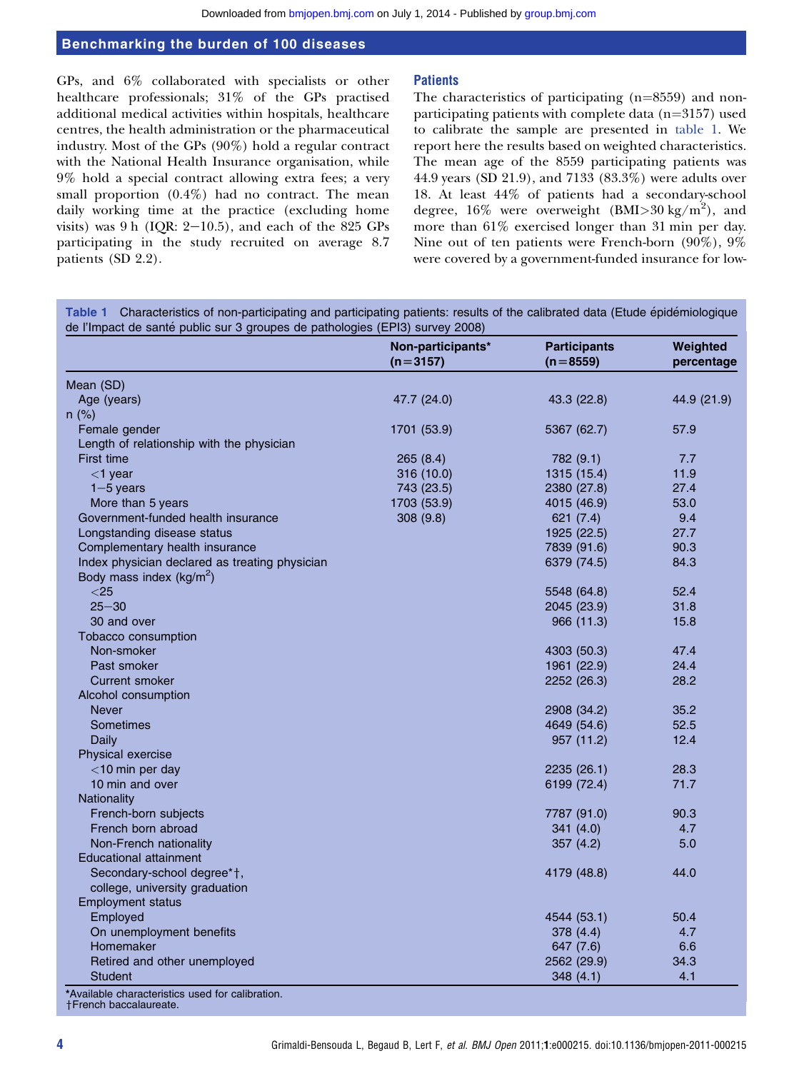GPs, and 6% collaborated with specialists or other healthcare professionals; 31% of the GPs practised additional medical activities within hospitals, healthcare centres, the health administration or the pharmaceutical industry. Most of the GPs (90%) hold a regular contract with the National Health Insurance organisation, while 9% hold a special contract allowing extra fees; a very small proportion (0.4%) had no contract. The mean daily working time at the practice (excluding home visits) was 9 h (IQR: 2−10.5), and each of the 825 GPs participating in the study recruited on average 8.7 patients (SD 2.2).

## Patients

The characteristics of participating (n=8559) and non-participating patients with complete data (n=3157) used to calibrate the sample are presented in table 1. We report here the results based on weighted characteristics. The mean age of the 8559 participating patients was 44.9 years (SD 21.9), and 7133 (83.3%) were adults over 18. At least 44% of patients had a secondary-school degree, 16% were overweight (BMI>30 kg/m$^2$), and more than 61% exercised longer than 31 min per day. Nine out of ten patients were French-born (90%), 9% were covered by a government-funded insurance for low-

**Table 1** Characteristics of non-participating and participating patients: results of the calibrated data (Etude épidémiologique de l'Impact de santé public sur 3 groupes de pathologies (EPI3) survey 2008)

| | Non-participants* (n=3157) | Participants (n=8559) | Weighted percentage |
|---|---|---|---|
| Mean (SD) | | | |
| Age (years) | 47.7 (24.0) | 43.3 (22.8) | 44.9 (21.9) |
| n (%) | | | |
| Female gender | 1701 (53.9) | 5367 (62.7) | 57.9 |
| Length of relationship with the physician | | | |
| First time | 265 (8.4) | 782 (9.1) | 7.7 |
| <1 year | 316 (10.0) | 1315 (15.4) | 11.9 |
| 1−5 years | 743 (23.5) | 2380 (27.8) | 27.4 |
| More than 5 years | 1703 (53.9) | 4015 (46.9) | 53.0 |
| Government-funded health insurance | 308 (9.8) | 621 (7.4) | 9.4 |
| Longstanding disease status | | 1925 (22.5) | 27.7 |
| Complementary health insurance | | 7839 (91.6) | 90.3 |
| Index physician declared as treating physician | | 6379 (74.5) | 84.3 |
| Body mass index (kg/m$^2$) | | | |
| <25 | | 5548 (64.8) | 52.4 |
| 25−30 | | 2045 (23.9) | 31.8 |
| 30 and over | | 966 (11.3) | 15.8 |
| Tobacco consumption | | | |
| Non-smoker | | 4303 (50.3) | 47.4 |
| Past smoker | | 1961 (22.9) | 24.4 |
| Current smoker | | 2252 (26.3) | 28.2 |
| Alcohol consumption | | | |
| Never | | 2908 (34.2) | 35.2 |
| Sometimes | | 4649 (54.6) | 52.5 |
| Daily | | 957 (11.2) | 12.4 |
| Physical exercise | | | |
| <10 min per day | | 2235 (26.1) | 28.3 |
| 10 min and over | | 6199 (72.4) | 71.7 |
| Nationality | | | |
| French-born subjects | | 7787 (91.0) | 90.3 |
| French born abroad | | 341 (4.0) | 4.7 |
| Non-French nationality | | 357 (4.2) | 5.0 |
| Educational attainment | | | |
| Secondary-school degree*†, college, university graduation | | 4179 (48.8) | 44.0 |
| Employment status | | | |
| Employed | | 4544 (53.1) | 50.4 |
| On unemployment benefits | | 378 (4.4) | 4.7 |
| Homemaker | | 647 (7.6) | 6.6 |
| Retired and other unemployed | | 2562 (29.9) | 34.3 |
| Student | | 348 (4.1) | 4.1 |

*Available characteristics used for calibration.
†French baccalaureate.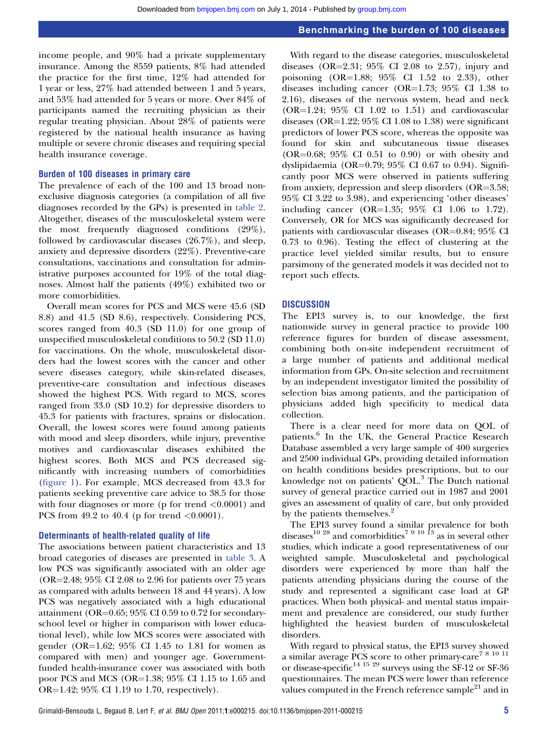income people, and 90% had a private supplementary insurance. Among the 8559 patients, 8% had attended the practice for the first time, 12% had attended for 1 year or less, 27% had attended between 1 and 5 years, and 53% had attended for 5 years or more. Over 84% of participants named the recruiting physician as their regular treating physician. About 28% of patients were registered by the national health insurance as having multiple or severe chronic diseases and requiring special health insurance coverage.

### Burden of 100 diseases in primary care

The prevalence of each of the 100 and 13 broad non-exclusive diagnosis categories (a compilation of all five diagnoses recorded by the GPs) is presented in table 2. Altogether, diseases of the musculoskeletal system were the most frequently diagnosed conditions (29%), followed by cardiovascular diseases (26.7%), and sleep, anxiety and depressive disorders (22%). Preventive-care consultations, vaccinations and consultation for administrative purposes accounted for 19% of the total diagnoses. Almost half the patients (49%) exhibited two or more comorbidities.

Overall mean scores for PCS and MCS were 45.6 (SD 8.8) and 41.5 (SD 8.6), respectively. Considering PCS, scores ranged from 40.3 (SD 11.0) for one group of unspecified musculoskeletal conditions to 50.2 (SD 11.0) for vaccinations. On the whole, musculoskeletal disorders had the lowest scores with the cancer and other severe diseases category, while skin-related diseases, preventive-care consultation and infectious diseases showed the highest PCS. With regard to MCS, scores ranged from 33.0 (SD 10.2) for depressive disorders to 45.3 for patients with fractures, sprains or dislocation. Overall, the lowest scores were found among patients with mood and sleep disorders, while injury, preventive motives and cardiovascular diseases exhibited the highest scores. Both MCS and PCS decreased significantly with increasing numbers of comorbidities (figure 1). For example, MCS decreased from 43.3 for patients seeking preventive care advice to 38.5 for those with four diagnoses or more (p for trend <0.0001) and PCS from 49.2 to 40.4 (p for trend <0.0001).

### Determinants of health-related quality of life

The associations between patient characteristics and 13 broad categories of diseases are presented in table 3. A low PCS was significantly associated with an older age (OR=2.48; 95% CI 2.08 to 2.96 for patients over 75 years as compared with adults between 18 and 44 years). A low PCS was negatively associated with a high educational attainment (OR=0.65; 95% CI 0.59 to 0.72 for secondary-school level or higher in comparison with lower educational level), while low MCS scores were associated with gender (OR=1.62; 95% CI 1.45 to 1.81 for women as compared with men) and younger age. Government-funded health-insurance cover was associated with both poor PCS and MCS (OR=1.38; 95% CI 1.15 to 1.65 and OR=1.42; 95% CI 1.19 to 1.70, respectively).

With regard to the disease categories, musculoskeletal diseases (OR=2.31; 95% CI 2.08 to 2.57), injury and poisoning (OR=1.88; 95% CI 1.52 to 2.33), other diseases including cancer (OR=1.73; 95% CI 1.38 to 2.16), diseases of the nervous system, head and neck (OR=1.24; 95% CI 1.02 to 1.51) and cardiovascular diseases (OR=1.22; 95% CI 1.08 to 1.38) were significant predictors of lower PCS score, whereas the opposite was found for skin and subcutaneous tissue diseases (OR=0.68; 95% CI 0.51 to 0.90) or with obesity and dyslipidaemia (OR=0.79; 95% CI 0.67 to 0.94). Significantly poor MCS were observed in patients suffering from anxiety, depression and sleep disorders (OR=3.58; 95% CI 3.22 to 3.98), and experiencing 'other diseases' including cancer (OR=1.35; 95% CI 1.06 to 1.72). Conversely, OR for MCS was significantly decreased for patients with cardiovascular diseases (OR=0.84; 95% CI 0.73 to 0.96). Testing the effect of clustering at the practice level yielded similar results, but to ensure parsimony of the generated models it was decided not to report such effects.

## DISCUSSION

The EPI3 survey is, to our knowledge, the first nationwide survey in general practice to provide 100 reference figures for burden of disease assessment, combining both on-site independent recruitment of a large number of patients and additional medical information from GPs. On-site selection and recruitment by an independent investigator limited the possibility of selection bias among patients, and the participation of physicians added high specificity to medical data collection.

There is a clear need for more data on QOL of patients.[6] In the UK, the General Practice Research Database assembled a very large sample of 400 surgeries and 2500 individual GPs, providing detailed information on health conditions besides prescriptions, but to our knowledge not on patients' QOL.[3] The Dutch national survey of general practice carried out in 1987 and 2001 gives an assessment of quality of care, but only provided by the patients themselves.[2]

The EPI3 survey found a similar prevalence for both diseases[10 28] and comorbidities[7 9 10 13] as in several other studies, which indicate a good representativeness of our weighted sample. Musculoskeletal and psychological disorders were experienced by more than half the patients attending physicians during the course of the study and represented a significant case load at GP practices. When both physical- and mental status impairment and prevalence are considered, our study further highlighted the heaviest burden of musculoskeletal disorders.

With regard to physical status, the EPI3 survey showed a similar average PCS score to other primary-care[7 8 10 11] or disease-specific[14 15 29] surveys using the SF-12 or SF-36 questionnaires. The mean PCS were lower than reference values computed in the French reference sample[21] and in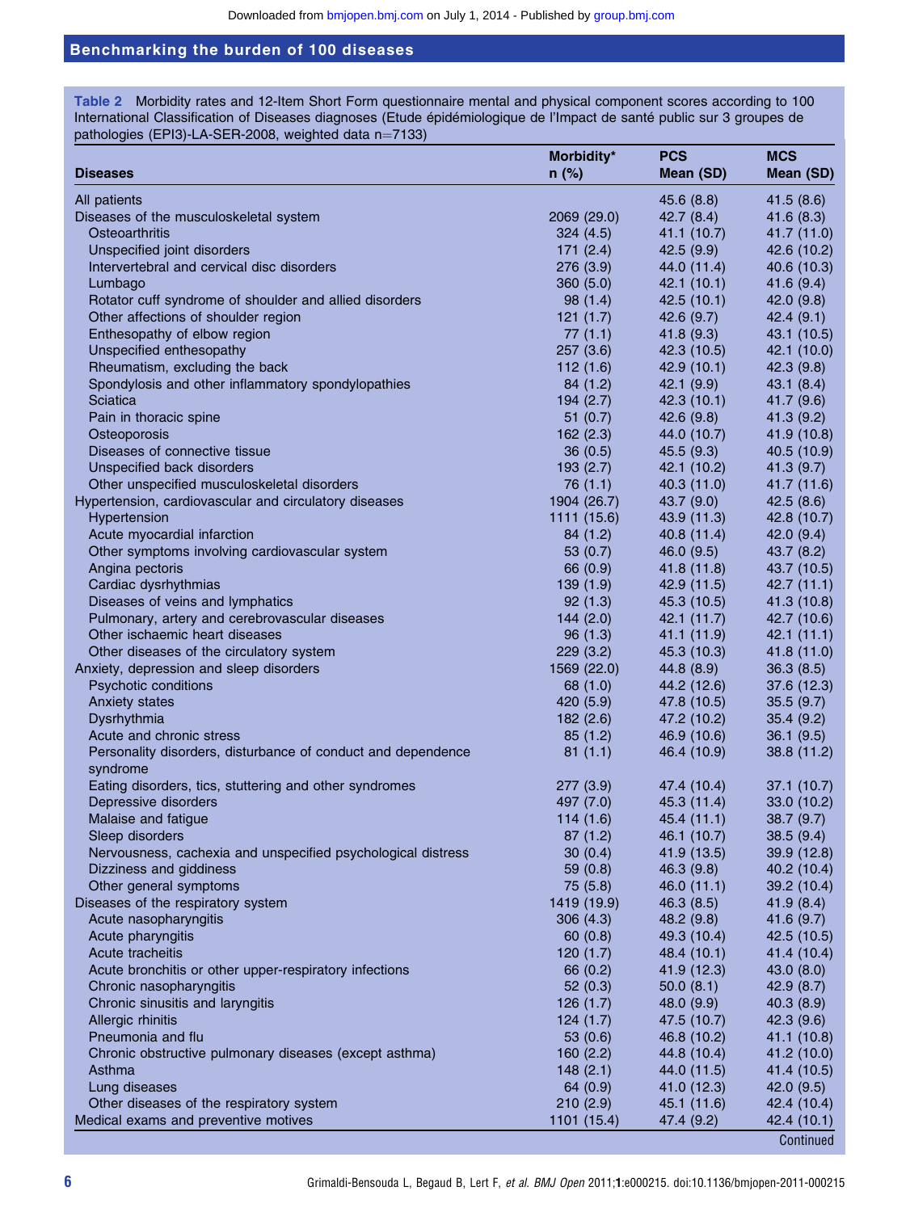**Table 2** Morbidity rates and 12-Item Short Form questionnaire mental and physical component scores according to 100 International Classification of Diseases diagnoses (Etude épidémiologique de l'Impact de santé public sur 3 groupes de pathologies (EPI3)-LA-SER-2008, weighted data n=7133)

| Diseases | Morbidity* n (%) | PCS Mean (SD) | MCS Mean (SD) |
|---|---|---|---|
| All patients | | 45.6 (8.8) | 41.5 (8.6) |
| Diseases of the musculoskeletal system | 2069 (29.0) | 42.7 (8.4) | 41.6 (8.3) |
| Osteoarthritis | 324 (4.5) | 41.1 (10.7) | 41.7 (11.0) |
| Unspecified joint disorders | 171 (2.4) | 42.5 (9.9) | 42.6 (10.2) |
| Intervertebral and cervical disc disorders | 276 (3.9) | 44.0 (11.4) | 40.6 (10.3) |
| Lumbago | 360 (5.0) | 42.1 (10.1) | 41.6 (9.4) |
| Rotator cuff syndrome of shoulder and allied disorders | 98 (1.4) | 42.5 (10.1) | 42.0 (9.8) |
| Other affections of shoulder region | 121 (1.7) | 42.6 (9.7) | 42.4 (9.1) |
| Enthesopathy of elbow region | 77 (1.1) | 41.8 (9.3) | 43.1 (10.5) |
| Unspecified enthesopathy | 257 (3.6) | 42.3 (10.5) | 42.1 (10.0) |
| Rheumatism, excluding the back | 112 (1.6) | 42.9 (10.1) | 42.3 (9.8) |
| Spondylosis and other inflammatory spondylopathies | 84 (1.2) | 42.1 (9.9) | 43.1 (8.4) |
| Sciatica | 194 (2.7) | 42.3 (10.1) | 41.7 (9.6) |
| Pain in thoracic spine | 51 (0.7) | 42.6 (9.8) | 41.3 (9.2) |
| Osteoporosis | 162 (2.3) | 44.0 (10.7) | 41.9 (10.8) |
| Diseases of connective tissue | 36 (0.5) | 45.5 (9.3) | 40.5 (10.9) |
| Unspecified back disorders | 193 (2.7) | 42.1 (10.2) | 41.3 (9.7) |
| Other unspecified musculoskeletal disorders | 76 (1.1) | 40.3 (11.0) | 41.7 (11.6) |
| Hypertension, cardiovascular and circulatory diseases | 1904 (26.7) | 43.7 (9.0) | 42.5 (8.6) |
| Hypertension | 1111 (15.6) | 43.9 (11.3) | 42.8 (10.7) |
| Acute myocardial infarction | 84 (1.2) | 40.8 (11.4) | 42.0 (9.4) |
| Other symptoms involving cardiovascular system | 53 (0.7) | 46.0 (9.5) | 43.7 (8.2) |
| Angina pectoris | 66 (0.9) | 41.8 (11.8) | 43.7 (10.5) |
| Cardiac dysrhythmias | 139 (1.9) | 42.9 (11.5) | 42.7 (11.1) |
| Diseases of veins and lymphatics | 92 (1.3) | 45.3 (10.5) | 41.3 (10.8) |
| Pulmonary, artery and cerebrovascular diseases | 144 (2.0) | 42.1 (11.7) | 42.7 (10.6) |
| Other ischaemic heart diseases | 96 (1.3) | 41.1 (11.9) | 42.1 (11.1) |
| Other diseases of the circulatory system | 229 (3.2) | 45.3 (10.3) | 41.8 (11.0) |
| Anxiety, depression and sleep disorders | 1569 (22.0) | 44.8 (8.9) | 36.3 (8.5) |
| Psychotic conditions | 68 (1.0) | 44.2 (12.6) | 37.6 (12.3) |
| Anxiety states | 420 (5.9) | 47.8 (10.5) | 35.5 (9.7) |
| Dysrhythmia | 182 (2.6) | 47.2 (10.2) | 35.4 (9.2) |
| Acute and chronic stress | 85 (1.2) | 46.9 (10.6) | 36.1 (9.5) |
| Personality disorders, disturbance of conduct and dependence syndrome | 81 (1.1) | 46.4 (10.9) | 38.8 (11.2) |
| Eating disorders, tics, stuttering and other syndromes | 277 (3.9) | 47.4 (10.4) | 37.1 (10.7) |
| Depressive disorders | 497 (7.0) | 45.3 (11.4) | 33.0 (10.2) |
| Malaise and fatigue | 114 (1.6) | 45.4 (11.1) | 38.7 (9.7) |
| Sleep disorders | 87 (1.2) | 46.1 (10.7) | 38.5 (9.4) |
| Nervousness, cachexia and unspecified psychological distress | 30 (0.4) | 41.9 (13.5) | 39.9 (12.8) |
| Dizziness and giddiness | 59 (0.8) | 46.3 (9.8) | 40.2 (10.4) |
| Other general symptoms | 75 (5.8) | 46.0 (11.1) | 39.2 (10.4) |
| Diseases of the respiratory system | 1419 (19.9) | 46.3 (8.5) | 41.9 (8.4) |
| Acute nasopharyngitis | 306 (4.3) | 48.2 (9.8) | 41.6 (9.7) |
| Acute pharyngitis | 60 (0.8) | 49.3 (10.4) | 42.5 (10.5) |
| Acute tracheitis | 120 (1.7) | 48.4 (10.1) | 41.4 (10.4) |
| Acute bronchitis or other upper-respiratory infections | 66 (0.2) | 41.9 (12.3) | 43.0 (8.0) |
| Chronic nasopharyngitis | 52 (0.3) | 50.0 (8.1) | 42.9 (8.7) |
| Chronic sinusitis and laryngitis | 126 (1.7) | 48.0 (9.9) | 40.3 (8.9) |
| Allergic rhinitis | 124 (1.7) | 47.5 (10.7) | 42.3 (9.6) |
| Pneumonia and flu | 53 (0.6) | 46.8 (10.2) | 41.1 (10.8) |
| Chronic obstructive pulmonary diseases (except asthma) | 160 (2.2) | 44.8 (10.4) | 41.2 (10.0) |
| Asthma | 148 (2.1) | 44.0 (11.5) | 41.4 (10.5) |
| Lung diseases | 64 (0.9) | 41.0 (12.3) | 42.0 (9.5) |
| Other diseases of the respiratory system | 210 (2.9) | 45.1 (11.6) | 42.4 (10.4) |
| Medical exams and preventive motives | 1101 (15.4) | 47.4 (9.2) | 42.4 (10.1) |

Continued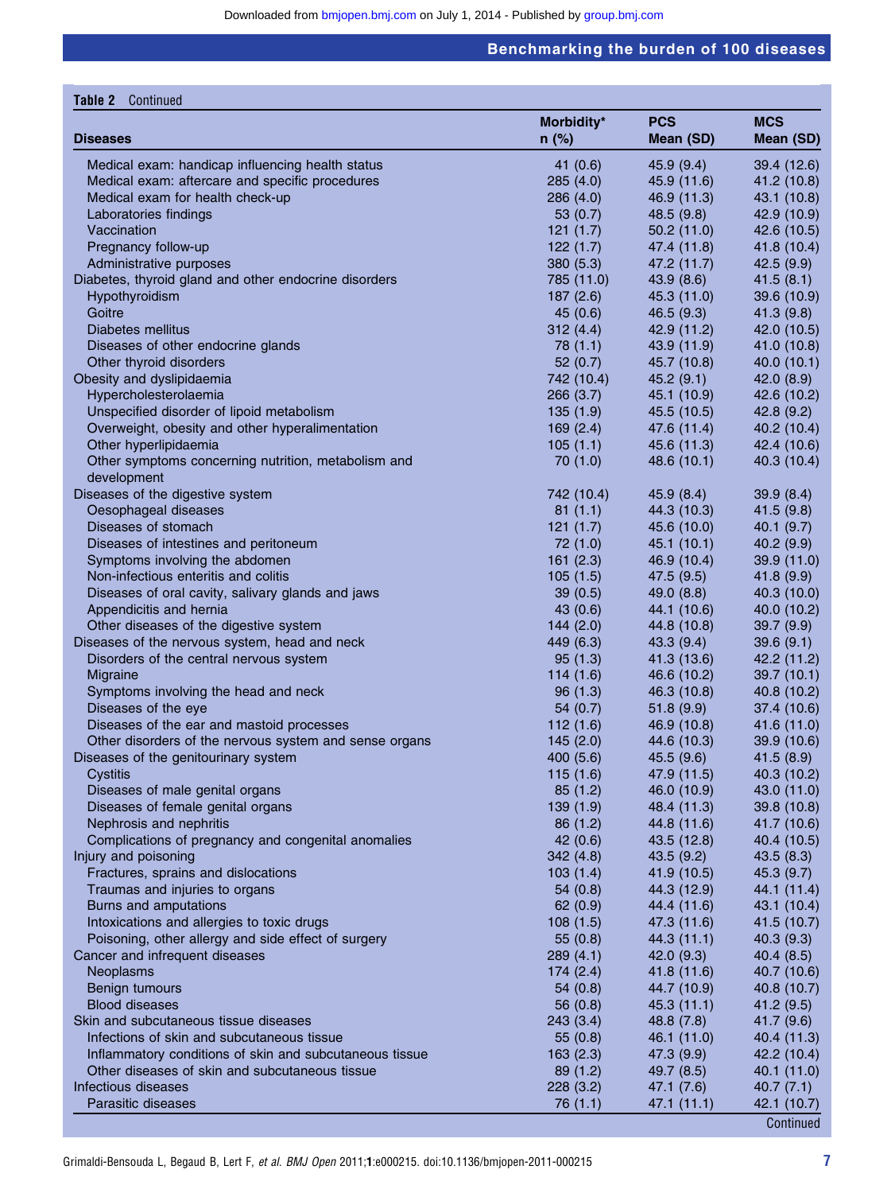**Table 2** Continued

| Diseases | Morbidity* n (%) | PCS Mean (SD) | MCS Mean (SD) |
|---|---|---|---|
| Medical exam: handicap influencing health status | 41 (0.6) | 45.9 (9.4) | 39.4 (12.6) |
| Medical exam: aftercare and specific procedures | 285 (4.0) | 45.9 (11.6) | 41.2 (10.8) |
| Medical exam for health check-up | 286 (4.0) | 46.9 (11.3) | 43.1 (10.8) |
| Laboratories findings | 53 (0.7) | 48.5 (9.8) | 42.9 (10.9) |
| Vaccination | 121 (1.7) | 50.2 (11.0) | 42.6 (10.5) |
| Pregnancy follow-up | 122 (1.7) | 47.4 (11.8) | 41.8 (10.4) |
| Administrative purposes | 380 (5.3) | 47.2 (11.7) | 42.5 (9.9) |
| Diabetes, thyroid gland and other endocrine disorders | 785 (11.0) | 43.9 (8.6) | 41.5 (8.1) |
| Hypothyroidism | 187 (2.6) | 45.3 (11.0) | 39.6 (10.9) |
| Goitre | 45 (0.6) | 46.5 (9.3) | 41.3 (9.8) |
| Diabetes mellitus | 312 (4.4) | 42.9 (11.2) | 42.0 (10.5) |
| Diseases of other endocrine glands | 78 (1.1) | 43.9 (11.9) | 41.0 (10.8) |
| Other thyroid disorders | 52 (0.7) | 45.7 (10.8) | 40.0 (10.1) |
| Obesity and dyslipidaemia | 742 (10.4) | 45.2 (9.1) | 42.0 (8.9) |
| Hypercholesterolaemia | 266 (3.7) | 45.1 (10.9) | 42.6 (10.2) |
| Unspecified disorder of lipoid metabolism | 135 (1.9) | 45.5 (10.5) | 42.8 (9.2) |
| Overweight, obesity and other hyperalimentation | 169 (2.4) | 47.6 (11.4) | 40.2 (10.4) |
| Other hyperlipidaemia | 105 (1.1) | 45.6 (11.3) | 42.4 (10.6) |
| Other symptoms concerning nutrition, metabolism and development | 70 (1.0) | 48.6 (10.1) | 40.3 (10.4) |
| Diseases of the digestive system | 742 (10.4) | 45.9 (8.4) | 39.9 (8.4) |
| Oesophageal diseases | 81 (1.1) | 44.3 (10.3) | 41.5 (9.8) |
| Diseases of stomach | 121 (1.7) | 45.6 (10.0) | 40.1 (9.7) |
| Diseases of intestines and peritoneum | 72 (1.0) | 45.1 (10.1) | 40.2 (9.9) |
| Symptoms involving the abdomen | 161 (2.3) | 46.9 (10.4) | 39.9 (11.0) |
| Non-infectious enteritis and colitis | 105 (1.5) | 47.5 (9.5) | 41.8 (9.9) |
| Diseases of oral cavity, salivary glands and jaws | 39 (0.5) | 49.0 (8.8) | 40.3 (10.0) |
| Appendicitis and hernia | 43 (0.6) | 44.1 (10.6) | 40.0 (10.2) |
| Other diseases of the digestive system | 144 (2.0) | 44.8 (10.8) | 39.7 (9.9) |
| Diseases of the nervous system, head and neck | 449 (6.3) | 43.3 (9.4) | 39.6 (9.1) |
| Disorders of the central nervous system | 95 (1.3) | 41.3 (13.6) | 42.2 (11.2) |
| Migraine | 114 (1.6) | 46.6 (10.2) | 39.7 (10.1) |
| Symptoms involving the head and neck | 96 (1.3) | 46.3 (10.8) | 40.8 (10.2) |
| Diseases of the eye | 54 (0.7) | 51.8 (9.9) | 37.4 (10.6) |
| Diseases of the ear and mastoid processes | 112 (1.6) | 46.9 (10.8) | 41.6 (11.0) |
| Other disorders of the nervous system and sense organs | 145 (2.0) | 44.6 (10.3) | 39.9 (10.6) |
| Diseases of the genitourinary system | 400 (5.6) | 45.5 (9.6) | 41.5 (8.9) |
| Cystitis | 115 (1.6) | 47.9 (11.5) | 40.3 (10.2) |
| Diseases of male genital organs | 85 (1.2) | 46.0 (10.9) | 43.0 (11.0) |
| Diseases of female genital organs | 139 (1.9) | 48.4 (11.3) | 39.8 (10.8) |
| Nephrosis and nephritis | 86 (1.2) | 44.8 (11.6) | 41.7 (10.6) |
| Complications of pregnancy and congenital anomalies | 42 (0.6) | 43.5 (12.8) | 40.4 (10.5) |
| Injury and poisoning | 342 (4.8) | 43.5 (9.2) | 43.5 (8.3) |
| Fractures, sprains and dislocations | 103 (1.4) | 41.9 (10.5) | 45.3 (9.7) |
| Traumas and injuries to organs | 54 (0.8) | 44.3 (12.9) | 44.1 (11.4) |
| Burns and amputations | 62 (0.9) | 44.4 (11.6) | 43.1 (10.4) |
| Intoxications and allergies to toxic drugs | 108 (1.5) | 47.3 (11.6) | 41.5 (10.7) |
| Poisoning, other allergy and side effect of surgery | 55 (0.8) | 44.3 (11.1) | 40.3 (9.3) |
| Cancer and infrequent diseases | 289 (4.1) | 42.0 (9.3) | 40.4 (8.5) |
| Neoplasms | 174 (2.4) | 41.8 (11.6) | 40.7 (10.6) |
| Benign tumours | 54 (0.8) | 44.7 (10.9) | 40.8 (10.7) |
| Blood diseases | 56 (0.8) | 45.3 (11.1) | 41.2 (9.5) |
| Skin and subcutaneous tissue diseases | 243 (3.4) | 48.8 (7.8) | 41.7 (9.6) |
| Infections of skin and subcutaneous tissue | 55 (0.8) | 46.1 (11.0) | 40.4 (11.3) |
| Inflammatory conditions of skin and subcutaneous tissue | 163 (2.3) | 47.3 (9.9) | 42.2 (10.4) |
| Other diseases of skin and subcutaneous tissue | 89 (1.2) | 49.7 (8.5) | 40.1 (11.0) |
| Infectious diseases | 228 (3.2) | 47.1 (7.6) | 40.7 (7.1) |
| Parasitic diseases | 76 (1.1) | 47.1 (11.1) | 42.1 (10.7) |

Continued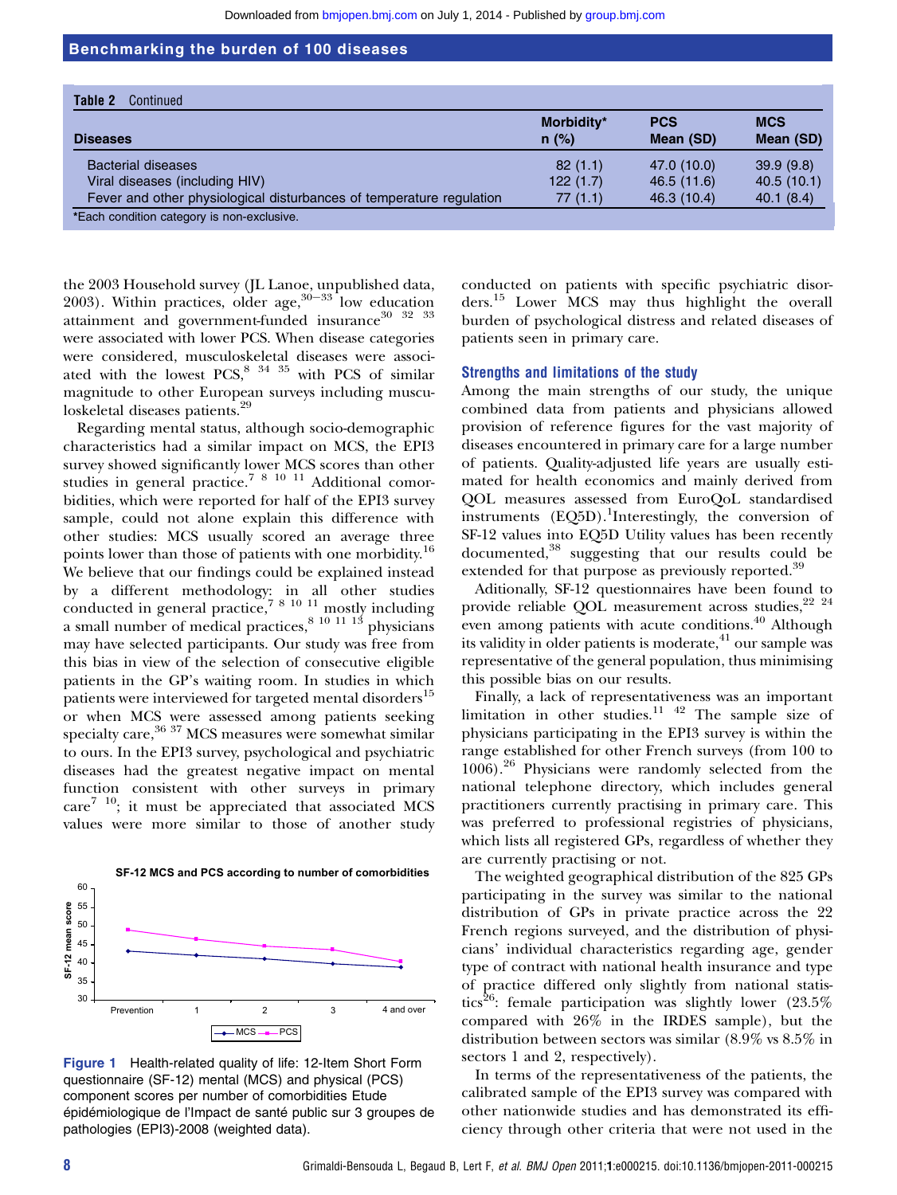**Table 2** Continued

| Diseases | Morbidity* n (%) | PCS Mean (SD) | MCS Mean (SD) |
|---|---|---|---|
| Bacterial diseases | 82 (1.1) | 47.0 (10.0) | 39.9 (9.8) |
| Viral diseases (including HIV) | 122 (1.7) | 46.5 (11.6) | 40.5 (10.1) |
| Fever and other physiological disturbances of temperature regulation | 77 (1.1) | 46.3 (10.4) | 40.1 (8.4) |

*Each condition category is non-exclusive.

the 2003 Household survey (JL Lanoe, unpublished data, 2003). Within practices, older age,[30–33] low education attainment and government-funded insurance[30 32 33] were associated with lower PCS. When disease categories were considered, musculoskeletal diseases were associated with the lowest PCS,[8 34 35] with PCS of similar magnitude to other European surveys including musculoskeletal diseases patients.[29]

Regarding mental status, although socio-demographic characteristics had a similar impact on MCS, the EPI3 survey showed significantly lower MCS scores than other studies in general practice.[7 8 10 11] Additional comorbidities, which were reported for half of the EPI3 survey sample, could not alone explain this difference with other studies: MCS usually scored an average three points lower than those of patients with one morbidity.[16] We believe that our findings could be explained instead by a different methodology: in all other studies conducted in general practice,[7 8 10 11] mostly including a small number of medical practices,[8 10 11 13] physicians may have selected participants. Our study was free from this bias in view of the selection of consecutive eligible patients in the GP's waiting room. In studies in which patients were interviewed for targeted mental disorders[15] or when MCS were assessed among patients seeking specialty care,[36 37] MCS measures were somewhat similar to ours. In the EPI3 survey, psychological and psychiatric diseases had the greatest negative impact on mental function consistent with other surveys in primary care[7 10]; it must be appreciated that associated MCS values were more similar to those of another study

**Figure 1** Health-related quality of life: 12-Item Short Form questionnaire (SF-12) mental (MCS) and physical (PCS) component scores per number of comorbidities Etude épidémiologique de l'Impact de santé public sur 3 groupes de pathologies (EPI3)-2008 (weighted data).

conducted on patients with specific psychiatric disorders.[15] Lower MCS may thus highlight the overall burden of psychological distress and related diseases of patients seen in primary care.

## Strengths and limitations of the study

Among the main strengths of our study, the unique combined data from patients and physicians allowed provision of reference figures for the vast majority of diseases encountered in primary care for a large number of patients. Quality-adjusted life years are usually estimated for health economics and mainly derived from QOL measures assessed from EuroQoL standardised instruments (EQ5D).[1]Interestingly, the conversion of SF-12 values into EQ5D Utility values has been recently documented,[38] suggesting that our results could be extended for that purpose as previously reported.[39]

Aditionally, SF-12 questionnaires have been found to provide reliable QOL measurement across studies,[22 24] even among patients with acute conditions.[40] Although its validity in older patients is moderate,[41] our sample was representative of the general population, thus minimising this possible bias on our results.

Finally, a lack of representativeness was an important limitation in other studies.[11 42] The sample size of physicians participating in the EPI3 survey is within the range established for other French surveys (from 100 to 1006).[26] Physicians were randomly selected from the national telephone directory, which includes general practitioners currently practising in primary care. This was preferred to professional registries of physicians, which lists all registered GPs, regardless of whether they are currently practising or not.

The weighted geographical distribution of the 825 GPs participating in the survey was similar to the national distribution of GPs in private practice across the 22 French regions surveyed, and the distribution of physicians' individual characteristics regarding age, gender type of contract with national health insurance and type of practice differed only slightly from national statistics[26]: female participation was slightly lower (23.5% compared with 26% in the IRDES sample), but the distribution between sectors was similar (8.9% vs 8.5% in sectors 1 and 2, respectively).

In terms of the representativeness of the patients, the calibrated sample of the EPI3 survey was compared with other nationwide studies and has demonstrated its efficiency through other criteria that were not used in the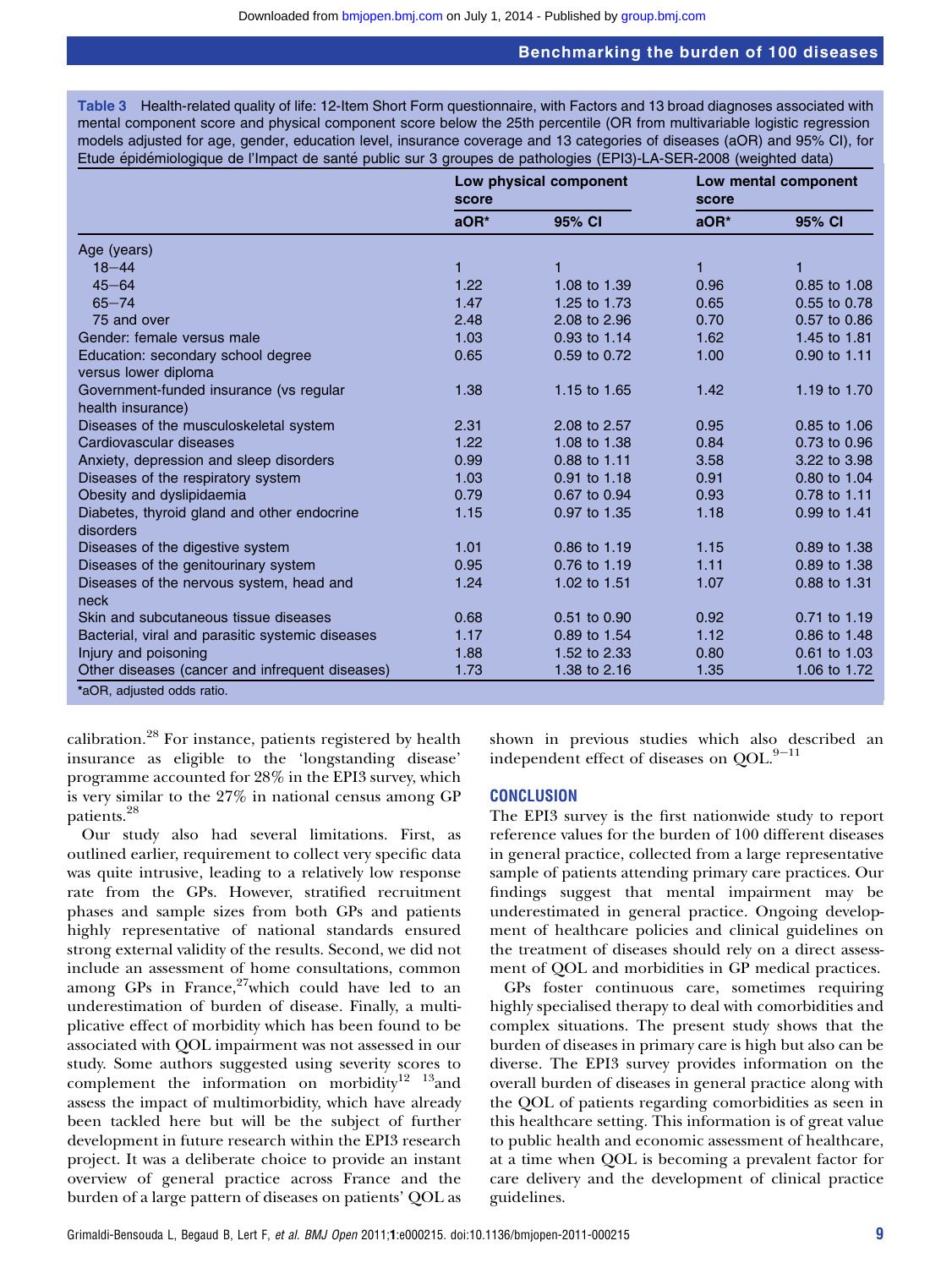**Table 3** Health-related quality of life: 12-Item Short Form questionnaire, with Factors and 13 broad diagnoses associated with mental component score and physical component score below the 25th percentile (OR from multivariable logistic regression models adjusted for age, gender, education level, insurance coverage and 13 categories of diseases (aOR) and 95% CI), for Etude épidémiologique de l'Impact de santé public sur 3 groupes de pathologies (EPI3)-LA-SER-2008 (weighted data)

| | Low physical component score | | Low mental component score | |
|---|---|---|---|---|
| | aOR* | 95% CI | aOR* | 95% CI |
| Age (years) | | | | |
| 18–44 | 1 | 1 | 1 | 1 |
| 45–64 | 1.22 | 1.08 to 1.39 | 0.96 | 0.85 to 1.08 |
| 65–74 | 1.47 | 1.25 to 1.73 | 0.65 | 0.55 to 0.78 |
| 75 and over | 2.48 | 2.08 to 2.96 | 0.70 | 0.57 to 0.86 |
| Gender: female versus male | 1.03 | 0.93 to 1.14 | 1.62 | 1.45 to 1.81 |
| Education: secondary school degree versus lower diploma | 0.65 | 0.59 to 0.72 | 1.00 | 0.90 to 1.11 |
| Government-funded insurance (vs regular health insurance) | 1.38 | 1.15 to 1.65 | 1.42 | 1.19 to 1.70 |
| Diseases of the musculoskeletal system | 2.31 | 2.08 to 2.57 | 0.95 | 0.85 to 1.06 |
| Cardiovascular diseases | 1.22 | 1.08 to 1.38 | 0.84 | 0.73 to 0.96 |
| Anxiety, depression and sleep disorders | 0.99 | 0.88 to 1.11 | 3.58 | 3.22 to 3.98 |
| Diseases of the respiratory system | 1.03 | 0.91 to 1.18 | 0.91 | 0.80 to 1.04 |
| Obesity and dyslipidaemia | 0.79 | 0.67 to 0.94 | 0.93 | 0.78 to 1.11 |
| Diabetes, thyroid gland and other endocrine disorders | 1.15 | 0.97 to 1.35 | 1.18 | 0.99 to 1.41 |
| Diseases of the digestive system | 1.01 | 0.86 to 1.19 | 1.15 | 0.89 to 1.38 |
| Diseases of the genitourinary system | 0.95 | 0.76 to 1.19 | 1.11 | 0.89 to 1.38 |
| Diseases of the nervous system, head and neck | 1.24 | 1.02 to 1.51 | 1.07 | 0.88 to 1.31 |
| Skin and subcutaneous tissue diseases | 0.68 | 0.51 to 0.90 | 0.92 | 0.71 to 1.19 |
| Bacterial, viral and parasitic systemic diseases | 1.17 | 0.89 to 1.54 | 1.12 | 0.86 to 1.48 |
| Injury and poisoning | 1.88 | 1.52 to 2.33 | 0.80 | 0.61 to 1.03 |
| Other diseases (cancer and infrequent diseases) | 1.73 | 1.38 to 2.16 | 1.35 | 1.06 to 1.72 |

*aOR, adjusted odds ratio.

calibration.[28] For instance, patients registered by health insurance as eligible to the 'longstanding disease' programme accounted for 28% in the EPI3 survey, which is very similar to the 27% in national census among GP patients.[28]

Our study also had several limitations. First, as outlined earlier, requirement to collect very specific data was quite intrusive, leading to a relatively low response rate from the GPs. However, stratified recruitment phases and sample sizes from both GPs and patients highly representative of national standards ensured strong external validity of the results. Second, we did not include an assessment of home consultations, common among GPs in France,[27] which could have led to an underestimation of burden of disease. Finally, a multiplicative effect of morbidity which has been found to be associated with QOL impairment was not assessed in our study. Some authors suggested using severity scores to complement the information on morbidity[12 13] and assess the impact of multimorbidity, which have already been tackled here but will be the subject of further development in future research within the EPI3 research project. It was a deliberate choice to provide an instant overview of general practice across France and the burden of a large pattern of diseases on patients' QOL as shown in previous studies which also described an independent effect of diseases on QOL.[9–11]

## CONCLUSION

The EPI3 survey is the first nationwide study to report reference values for the burden of 100 different diseases in general practice, collected from a large representative sample of patients attending primary care practices. Our findings suggest that mental impairment may be underestimated in general practice. Ongoing development of healthcare policies and clinical guidelines on the treatment of diseases should rely on a direct assessment of QOL and morbidities in GP medical practices.

GPs foster continuous care, sometimes requiring highly specialised therapy to deal with comorbidities and complex situations. The present study shows that the burden of diseases in primary care is high but also can be diverse. The EPI3 survey provides information on the overall burden of diseases in general practice along with the QOL of patients regarding comorbidities as seen in this healthcare setting. This information is of great value to public health and economic assessment of healthcare, at a time when QOL is becoming a prevalent factor for care delivery and the development of clinical practice guidelines.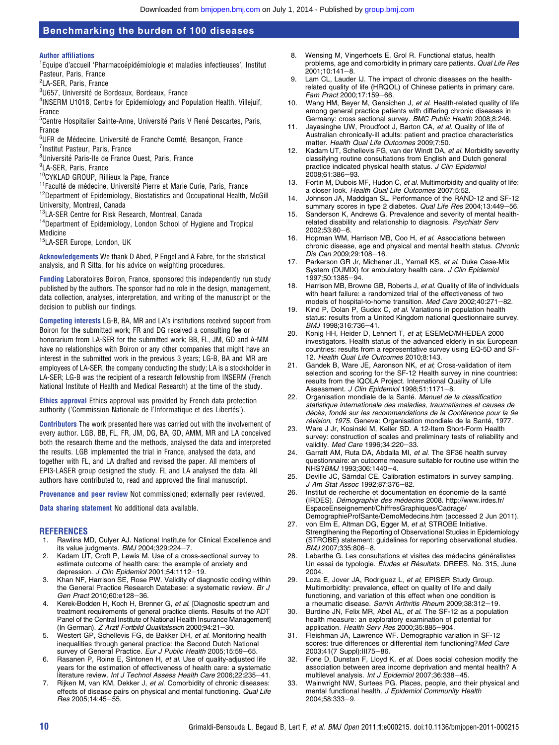**Author affiliations**

[1]Equipe d'accueil 'Pharmacoépidémiologie et maladies infectieuses', Institut Pasteur, Paris, France
[2]LA-SER, Paris, France
[3]U657, Université de Bordeaux, Bordeaux, France
[4]INSERM U1018, Centre for Epidemiology and Population Health, Villejuif, France
[5]Centre Hospitalier Sainte-Anne, Université Paris V René Descartes, Paris, France
[6]UFR de Médecine, Université de Franche Comté, Besançon, France
[7]Institut Pasteur, Paris, France
[8]Université Paris-Ile de France Ouest, Paris, France
[9]LA-SER, Paris, France
[10]CYKLAD GROUP, Rillieux la Pape, France
[11]Faculté de médecine, Université Pierre et Marie Curie, Paris, France
[12]Department of Epidemiology, Biostatistics and Occupational Health, McGill University, Montreal, Canada
[13]LA-SER Centre for Risk Research, Montreal, Canada
[14]Department of Epidemiology, London School of Hygiene and Tropical Medicine
[15]LA-SER Europe, London, UK

**Acknowledgements** We thank D Abed, P Engel and A Fabre, for the statistical analysis, and R Sitta, for his advice on weighting procedures.

**Funding** Laboratoires Boiron, France, sponsored this independently run study published by the authors. The sponsor had no role in the design, management, data collection, analyses, interpretation, and writing of the manuscript or the decision to publish our findings.

**Competing interests** LG-B, BA, MR and LA's institutions received support from Boiron for the submitted work; FR and DG received a consulting fee or honorarium from LA-SER for the submitted work; BB, FL, JM, GD and A-MM have no relationships with Boiron or any other companies that might have an interest in the submitted work in the previous 3 years; LG-B, BA and MR are employees of LA-SER, the company conducting the study; LA is a stockholder in LA-SER; LG-B was the recipient of a research fellowship from INSERM (French National Institute of Health and Medical Research) at the time of the study.

**Ethics approval** Ethics approval was provided by French data protection authority ('Commission Nationale de l'Informatique et des Libertés').

**Contributors** The work presented here was carried out with the involvement of every author. LGB, BB, FL, FR, JM, DG, BA, GD, AMM, MR and LA conceived both the research theme and the methods, analysed the data and interpreted the results. LGB implemented the trial in France, analysed the data, and together with FL, and LA drafted and revised the paper. All members of EPI3-LASER group designed the study. FL and LA analysed the data. All authors have contributed to, read and approved the final manuscript.

**Provenance and peer review** Not commissioned; externally peer reviewed.

**Data sharing statement** No additional data available.

## REFERENCES

1. Rawlins MD, Culyer AJ. National Institute for Clinical Excellence and its value judgments. *BMJ* 2004;329:224−7.
2. Kadam UT, Croft P, Lewis M. Use of a cross-sectional survey to estimate outcome of health care: the example of anxiety and depression. *J Clin Epidemiol* 2001;54:1112−19.
3. Khan NF, Harrison SE, Rose PW. Validity of diagnostic coding within the General Practice Research Database: a systematic review. *Br J Gen Pract* 2010;60:e128−36.
4. Kerek-Bodden H, Koch H, Brenner G, *et al*. [Diagnostic spectrum and treatment requirements of general practice clients. Results of the ADT Panel of the Central Institute of National Health Insurance Management] (In German). *Z Arztl Fortbild Qualitatssich* 2000;94:21−30.
5. Westert GP, Schellevis FG, de Bakker DH, *et al*. Monitoring health inequalities through general practice: the Second Dutch National survey of General Practice. *Eur J Public Health* 2005;15:59−65.
6. Rasanen P, Roine E, Sintonen H, *et al*. Use of quality-adjusted life years for the estimation of effectiveness of health care: a systematic literature review. *Int J Technol Assess Health Care* 2006;22:235−41.
7. Rijken M, van KM, Dekker J, *et al*. Comorbidity of chronic diseases: effects of disease pairs on physical and mental functioning. *Qual Life Res* 2005;14:45−55.
8. Wensing M, Vingerhoets E, Grol R. Functional status, health problems, age and comorbidity in primary care patients. *Qual Life Res* 2001;10:141−8.
9. Lam CL, Lauder IJ. The impact of chronic diseases on the health-related quality of life (HRQOL) of Chinese patients in primary care. *Fam Pract* 2000;17:159−66.
10. Wang HM, Beyer M, Gensichen J, *et al*. Health-related quality of life among general practice patients with differing chronic diseases in Germany: cross sectional survey. *BMC Public Health* 2008;8:246.
11. Jayasinghe UW, Proudfoot J, Barton CA, *et al*. Quality of life of Australian chronically-ill adults: patient and practice characteristics matter. *Health Qual Life Outcomes* 2009;7:50.
12. Kadam UT, Schellevis FG, van der Windt DA, *et al*. Morbidity severity classifying routine consultations from English and Dutch general practice indicated physical health status. *J Clin Epidemiol* 2008;61:386−93.
13. Fortin M, Dubois MF, Hudon C, *et al*. Multimorbidity and quality of life: a closer look. *Health Qual Life Outcomes* 2007;5:52.
14. Johnson JA, Maddigan SL. Performance of the RAND-12 and SF-12 summary scores in type 2 diabetes. *Qual Life Res* 2004;13:449−56.
15. Sanderson K, Andrews G. Prevalence and severity of mental health-related disability and relationship to diagnosis. *Psychiatr Serv* 2002;53:80−6.
16. Hopman WM, Harrison MB, Coo H, *et al*. Associations between chronic disease, age and physical and mental health status. *Chronic Dis Can* 2009;29:108−16.
17. Parkerson GR Jr, Michener JL, Yarnall KS, *et al*. Duke Case-Mix System (DUMIX) for ambulatory health care. *J Clin Epidemiol* 1997;50:1385−94.
18. Harrison MB, Browne GB, Roberts J, *et al*. Quality of life of individuals with heart failure: a randomized trial of the effectiveness of two models of hospital-to-home transition. *Med Care* 2002;40:271−82.
19. Kind P, Dolan P, Gudex C, *et al*. Variations in population health status: results from a United Kingdom national questionnaire survey. *BMJ* 1998;316:736−41.
20. Konig HH, Heider D, Lehnert T, *et al*; ESEMeD/MHEDEA 2000 investigators. Health status of the advanced elderly in six European countries: results from a representative survey using EQ-5D and SF-12. *Health Qual Life Outcomes* 2010;8:143.
21. Gandek B, Ware JE, Aaronson NK, *et al*; Cross-validation of item selection and scoring for the SF-12 Health survey in nine countries: results from the IQOLA Project. International Quality of Life Assessment. *J Clin Epidemiol* 1998;51:1171−8.
22. Organisation mondiale de la Santé. *Manuel de la classification statistique internationale des maladies, traumatismes et causes de décès, fondé sur les recommandations de la Conférence pour la 9e révision, 1975*. Geneva: Organisation mondiale de la Santé, 1977.
23. Ware J Jr, Kosinski M, Keller SD. A 12-Item Short-Form Health survey: construction of scales and preliminary tests of reliability and validity. *Med Care* 1996;34:220−33.
24. Garratt AM, Ruta DA, Abdalla MI, *et al*. The SF36 health survey questionnaire: an outcome measure suitable for routine use within the NHS? *BMJ* 1993;306:1440−4.
25. Deville JC, Särndal CE. Calibration estimators in survey sampling. *J Am Stat Assoc* 1992;87:376−82.
26. Institut de recherche et documentation en économie de la santé (IRDES). *Démographie des médecins* 2008. http://www.irdes.fr/EspaceEnseignement/ChiffresGraphiques/Cadrage/DemographieProfSante/DemoMedecins.htm (accessed 2 Jun 2011).
27. von Elm E, Altman DG, Egger M, *et al*; STROBE Initiative. Strengthening the Reporting of Observational Studies in Epidemiology (STROBE) statement: guidelines for reporting observational studies. *BMJ* 2007;335:806−8.
28. Labarthe G. Les consultations et visites des médecins généralistes Un essai de typologie. *Études et Résultats*. DREES. No. 315, June 2004.
29. Loza E, Jover JA, Rodriguez L, *et al*; EPISER Study Group. Multimorbidity: prevalence, effect on quality of life and daily functioning, and variation of this effect when one condition is a rheumatic disease. *Semin Arthritis Rheum* 2009;38:312−19.
30. Burdine JN, Felix MR, Abel AL, *et al*. The SF-12 as a population health measure: an exploratory examination of potential for application. *Health Serv Res* 2000;35:885−904.
31. Fleishman JA, Lawrence WF. Demographic variation in SF-12 scores: true differences or differential item functioning? *Med Care* 2003;41(7 Suppl):III75−86.
32. Fone D, Dunstan F, Lloyd K, *et al*. Does social cohesion modify the association between area income deprivation and mental health? A multilevel analysis. *Int J Epidemiol* 2007;36:338−45.
33. Wainwright NW, Surtees PG. Places, people, and their physical and mental functional health. *J Epidemiol Community Health* 2004;58:333−9.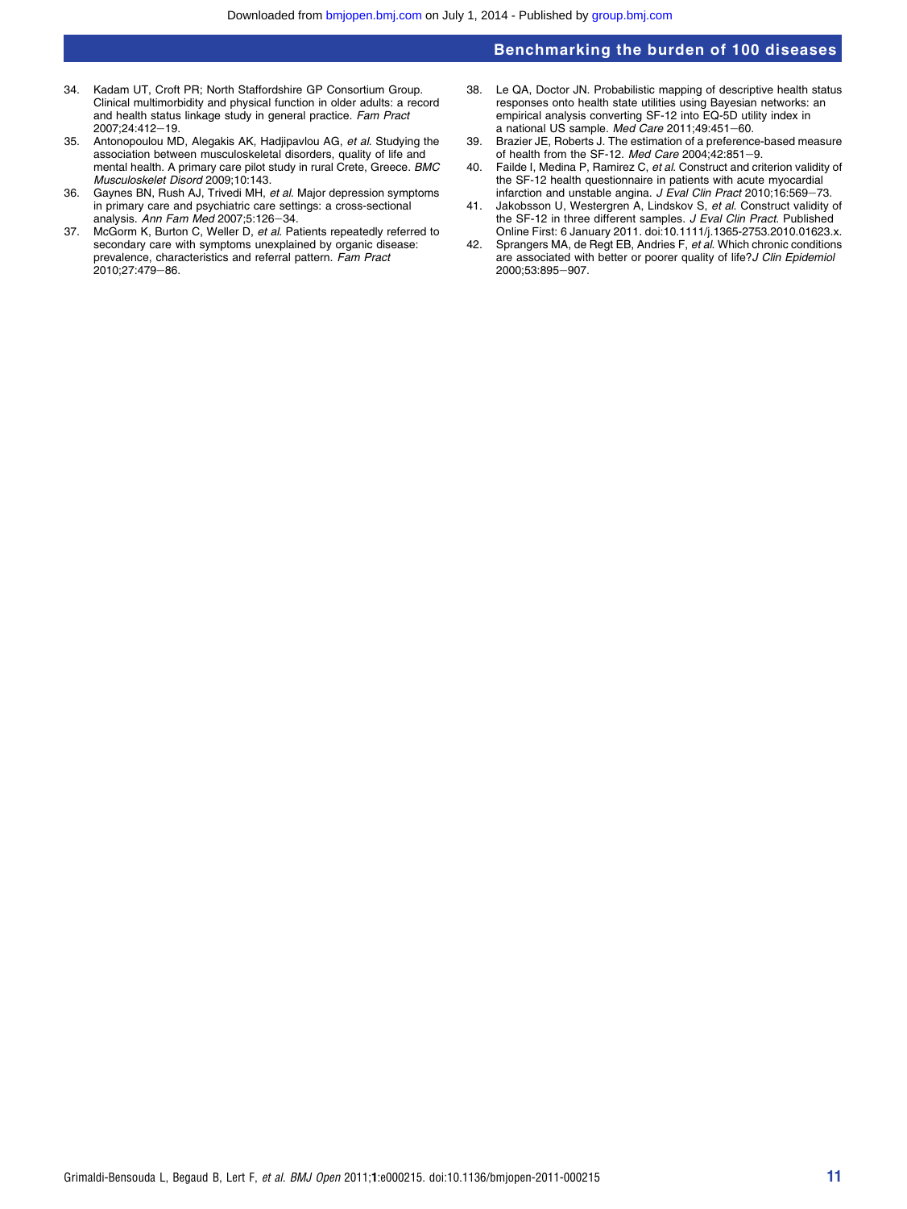34. Kadam UT, Croft PR; North Staffordshire GP Consortium Group. Clinical multimorbidity and physical function in older adults: a record and health status linkage study in general practice. *Fam Pract* 2007;24:412−19.
35. Antonopoulou MD, Alegakis AK, Hadjipavlou AG, *et al*. Studying the association between musculoskeletal disorders, quality of life and mental health. A primary care pilot study in rural Crete, Greece. *BMC Musculoskelet Disord* 2009;10:143.
36. Gaynes BN, Rush AJ, Trivedi MH, *et al*. Major depression symptoms in primary care and psychiatric care settings: a cross-sectional analysis. *Ann Fam Med* 2007;5:126−34.
37. McGorm K, Burton C, Weller D, *et al*. Patients repeatedly referred to secondary care with symptoms unexplained by organic disease: prevalence, characteristics and referral pattern. *Fam Pract* 2010;27:479−86.
38. Le QA, Doctor JN. Probabilistic mapping of descriptive health status responses onto health state utilities using Bayesian networks: an empirical analysis converting SF-12 into EQ-5D utility index in a national US sample. *Med Care* 2011;49:451−60.
39. Brazier JE, Roberts J. The estimation of a preference-based measure of health from the SF-12. *Med Care* 2004;42:851−9.
40. Failde I, Medina P, Ramirez C, *et al*. Construct and criterion validity of the SF-12 health questionnaire in patients with acute myocardial infarction and unstable angina. *J Eval Clin Pract* 2010;16:569−73.
41. Jakobsson U, Westergren A, Lindskov S, *et al*. Construct validity of the SF-12 in three different samples. *J Eval Clin Pract*. Published Online First: 6 January 2011. doi:10.1111/j.1365-2753.2010.01623.x.
42. Sprangers MA, de Regt EB, Andries F, *et al*. Which chronic conditions are associated with better or poorer quality of life? *J Clin Epidemiol* 2000;53:895−907.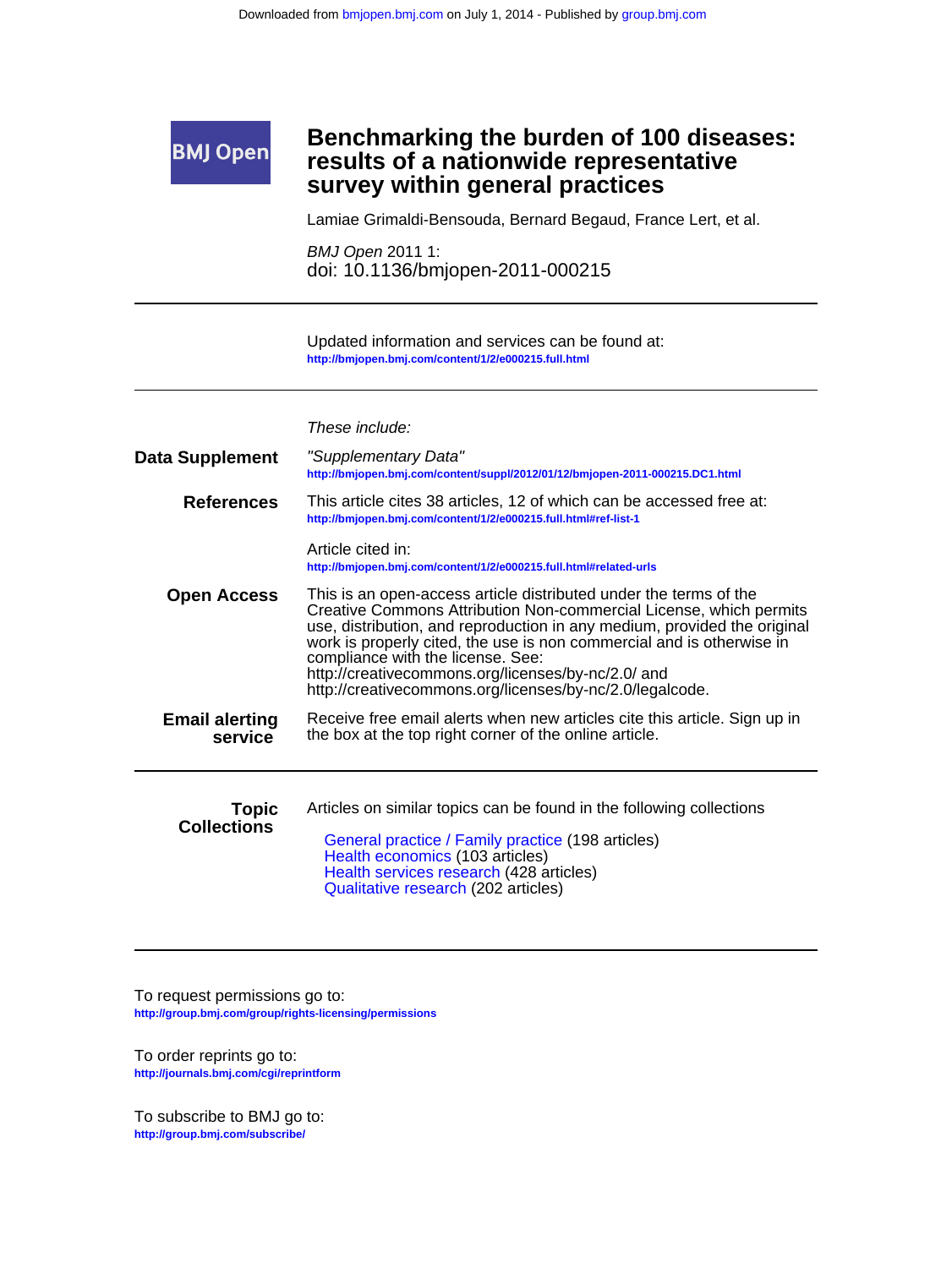# Benchmarking the burden of 100 diseases: results of a nationwide representative survey within general practices

Lamiae Grimaldi-Bensouda, Bernard Begaud, France Lert, et al.

*BMJ Open* 2011 1:
doi: 10.1136/bmjopen-2011-000215

Updated information and services can be found at:
http://bmjopen.bmj.com/content/1/2/e000215.full.html

*These include:*

**Data Supplement**

"Supplementary Data"
http://bmjopen.bmj.com/content/suppl/2012/01/12/bmjopen-2011-000215.DC1.html

**References**

This article cites 38 articles, 12 of which can be accessed free at:
http://bmjopen.bmj.com/content/1/2/e000215.full.html#ref-list-1

Article cited in:
http://bmjopen.bmj.com/content/1/2/e000215.full.html#related-urls

**Open Access**

This is an open-access article distributed under the terms of the Creative Commons Attribution Non-commercial License, which permits use, distribution, and reproduction in any medium, provided the original work is properly cited, the use is non commercial and is otherwise in compliance with the license. See: http://creativecommons.org/licenses/by-nc/2.0/ and http://creativecommons.org/licenses/by-nc/2.0/legalcode.

**Email alerting service**

Receive free email alerts when new articles cite this article. Sign up in the box at the top right corner of the online article.

**Topic Collections**

Articles on similar topics can be found in the following collections

- General practice / Family practice (198 articles)
- Health economics (103 articles)
- Health services research (428 articles)
- Qualitative research (202 articles)

To request permissions go to:
http://group.bmj.com/group/rights-licensing/permissions

To order reprints go to:
http://journals.bmj.com/cgi/reprintform

To subscribe to BMJ go to:
http://group.bmj.com/subscribe/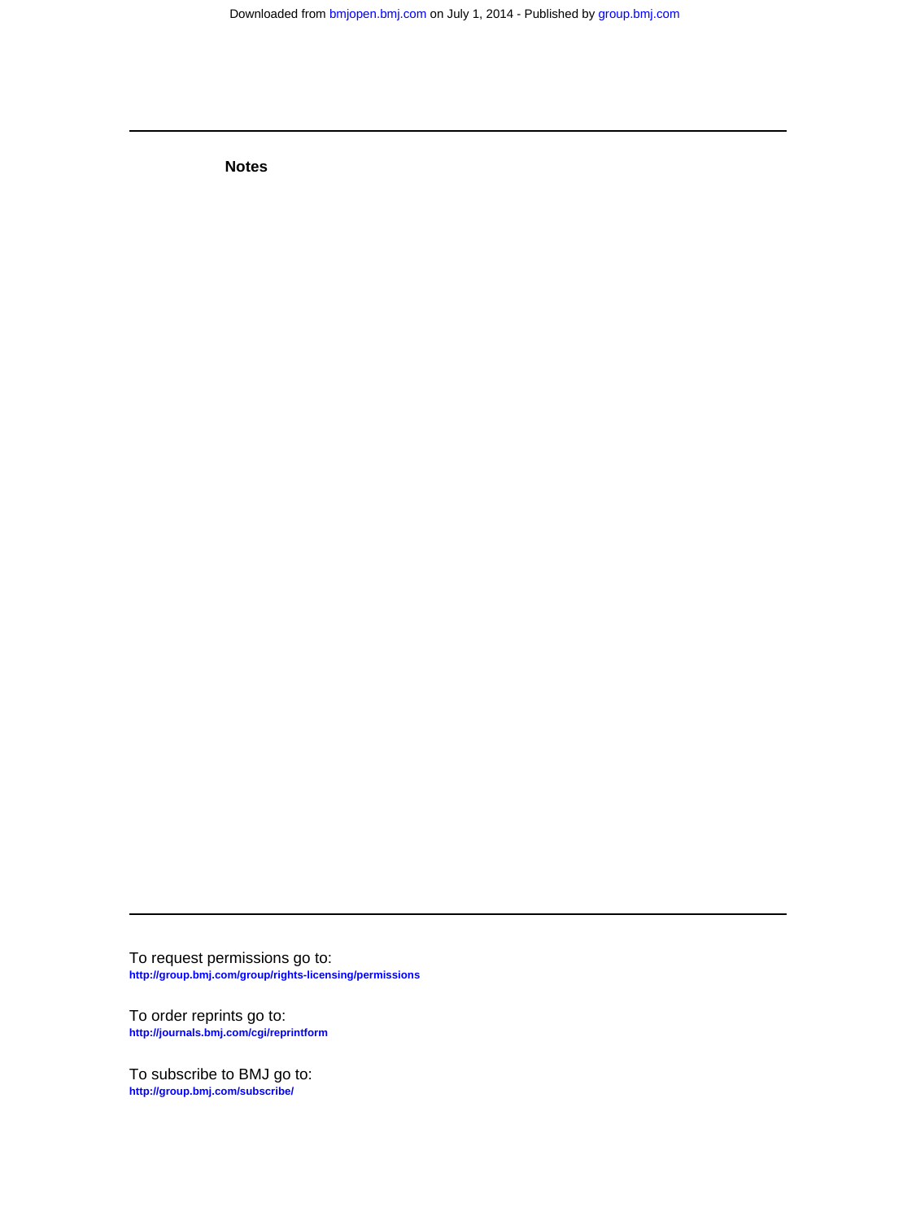**Notes**

To request permissions go to:
http://group.bmj.com/group/rights-licensing/permissions

To order reprints go to:
http://journals.bmj.com/cgi/reprintform

To subscribe to BMJ go to:
http://group.bmj.com/subscribe/